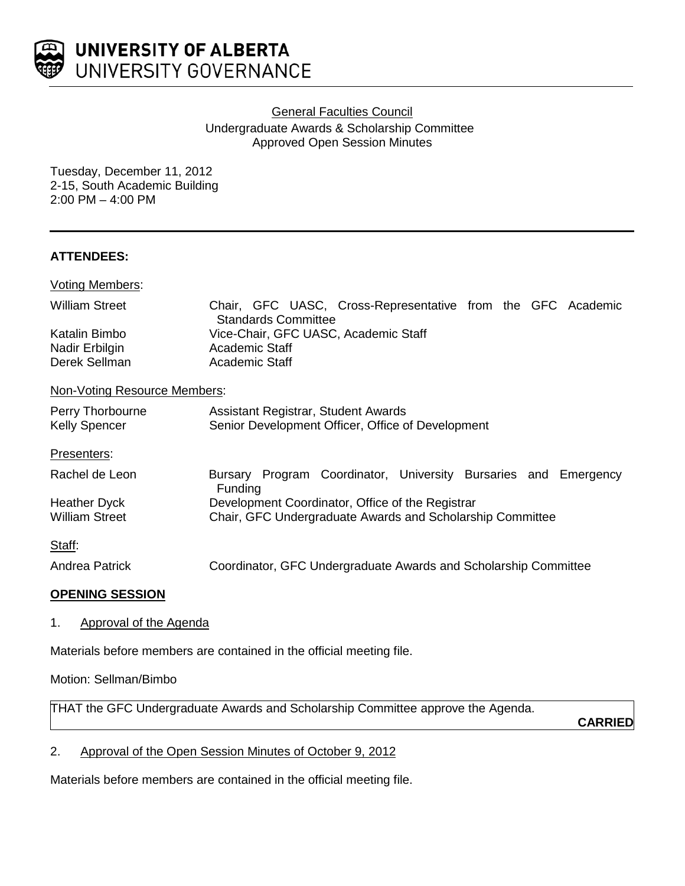**UNIVERSITY OF ALBERTA**
UNIVERSITY GOVERNANCE

General Faculties Council
Undergraduate Awards & Scholarship Committee
Approved Open Session Minutes

Tuesday, December 11, 2012
2-15, South Academic Building
2:00 PM – 4:00 PM

---

**ATTENDEES:**

Voting Members:

| | |
|---|---|
| William Street | Chair, GFC UASC, Cross-Representative from the GFC Academic Standards Committee |
| Katalin Bimbo | Vice-Chair, GFC UASC, Academic Staff |
| Nadir Erbilgin | Academic Staff |
| Derek Sellman | Academic Staff |

Non-Voting Resource Members:

| | |
|---|---|
| Perry Thorbourne | Assistant Registrar, Student Awards |
| Kelly Spencer | Senior Development Officer, Office of Development |

Presenters:

| | |
|---|---|
| Rachel de Leon | Bursary Program Coordinator, University Bursaries and Emergency Funding |
| Heather Dyck | Development Coordinator, Office of the Registrar |
| William Street | Chair, GFC Undergraduate Awards and Scholarship Committee |

Staff:

| | |
|---|---|
| Andrea Patrick | Coordinator, GFC Undergraduate Awards and Scholarship Committee |

**OPENING SESSION**

1. Approval of the Agenda

Materials before members are contained in the official meeting file.

Motion: Sellman/Bimbo

THAT the GFC Undergraduate Awards and Scholarship Committee approve the Agenda.

**CARRIED**

2. Approval of the Open Session Minutes of October 9, 2012

Materials before members are contained in the official meeting file.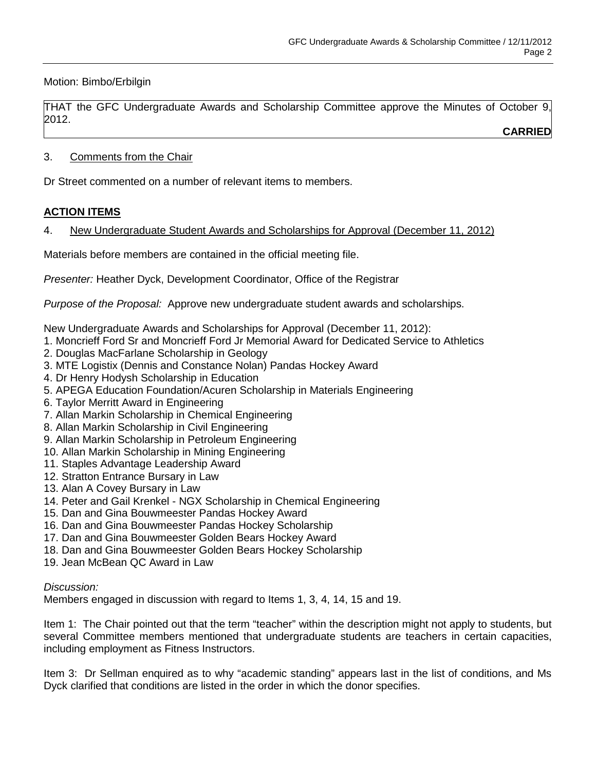Motion: Bimbo/Erbilgin

THAT the GFC Undergraduate Awards and Scholarship Committee approve the Minutes of October 9, 2012.

**CARRIED**

3. Comments from the Chair

Dr Street commented on a number of relevant items to members.

**ACTION ITEMS**

4. New Undergraduate Student Awards and Scholarships for Approval (December 11, 2012)

Materials before members are contained in the official meeting file.

*Presenter:* Heather Dyck, Development Coordinator, Office of the Registrar

*Purpose of the Proposal:* Approve new undergraduate student awards and scholarships.

New Undergraduate Awards and Scholarships for Approval (December 11, 2012):

1. Moncrieff Ford Sr and Moncrieff Ford Jr Memorial Award for Dedicated Service to Athletics
2. Douglas MacFarlane Scholarship in Geology
3. MTE Logistix (Dennis and Constance Nolan) Pandas Hockey Award
4. Dr Henry Hodysh Scholarship in Education
5. APEGA Education Foundation/Acuren Scholarship in Materials Engineering
6. Taylor Merritt Award in Engineering
7. Allan Markin Scholarship in Chemical Engineering
8. Allan Markin Scholarship in Civil Engineering
9. Allan Markin Scholarship in Petroleum Engineering
10. Allan Markin Scholarship in Mining Engineering
11. Staples Advantage Leadership Award
12. Stratton Entrance Bursary in Law
13. Alan A Covey Bursary in Law
14. Peter and Gail Krenkel - NGX Scholarship in Chemical Engineering
15. Dan and Gina Bouwmeester Pandas Hockey Award
16. Dan and Gina Bouwmeester Pandas Hockey Scholarship
17. Dan and Gina Bouwmeester Golden Bears Hockey Award
18. Dan and Gina Bouwmeester Golden Bears Hockey Scholarship
19. Jean McBean QC Award in Law

*Discussion:*
Members engaged in discussion with regard to Items 1, 3, 4, 14, 15 and 19.

Item 1: The Chair pointed out that the term “teacher” within the description might not apply to students, but several Committee members mentioned that undergraduate students are teachers in certain capacities, including employment as Fitness Instructors.

Item 3: Dr Sellman enquired as to why “academic standing” appears last in the list of conditions, and Ms Dyck clarified that conditions are listed in the order in which the donor specifies.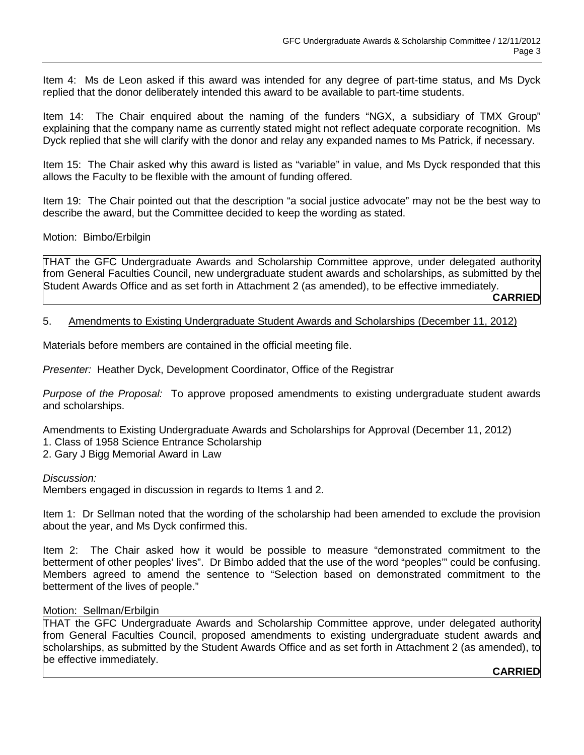Item 4: Ms de Leon asked if this award was intended for any degree of part-time status, and Ms Dyck replied that the donor deliberately intended this award to be available to part-time students.

Item 14: The Chair enquired about the naming of the funders "NGX, a subsidiary of TMX Group" explaining that the company name as currently stated might not reflect adequate corporate recognition. Ms Dyck replied that she will clarify with the donor and relay any expanded names to Ms Patrick, if necessary.

Item 15: The Chair asked why this award is listed as "variable" in value, and Ms Dyck responded that this allows the Faculty to be flexible with the amount of funding offered.

Item 19: The Chair pointed out that the description "a social justice advocate" may not be the best way to describe the award, but the Committee decided to keep the wording as stated.

Motion: Bimbo/Erbilgin

THAT the GFC Undergraduate Awards and Scholarship Committee approve, under delegated authority from General Faculties Council, new undergraduate student awards and scholarships, as submitted by the Student Awards Office and as set forth in Attachment 2 (as amended), to be effective immediately.

**CARRIED**

5. Amendments to Existing Undergraduate Student Awards and Scholarships (December 11, 2012)

Materials before members are contained in the official meeting file.

*Presenter:* Heather Dyck, Development Coordinator, Office of the Registrar

*Purpose of the Proposal:* To approve proposed amendments to existing undergraduate student awards and scholarships.

Amendments to Existing Undergraduate Awards and Scholarships for Approval (December 11, 2012)
1. Class of 1958 Science Entrance Scholarship
2. Gary J Bigg Memorial Award in Law

*Discussion:*
Members engaged in discussion in regards to Items 1 and 2.

Item 1: Dr Sellman noted that the wording of the scholarship had been amended to exclude the provision about the year, and Ms Dyck confirmed this.

Item 2: The Chair asked how it would be possible to measure "demonstrated commitment to the betterment of other peoples' lives". Dr Bimbo added that the use of the word "peoples'" could be confusing. Members agreed to amend the sentence to "Selection based on demonstrated commitment to the betterment of the lives of people."

Motion: Sellman/Erbilgin

THAT the GFC Undergraduate Awards and Scholarship Committee approve, under delegated authority from General Faculties Council, proposed amendments to existing undergraduate student awards and scholarships, as submitted by the Student Awards Office and as set forth in Attachment 2 (as amended), to be effective immediately.

**CARRIED**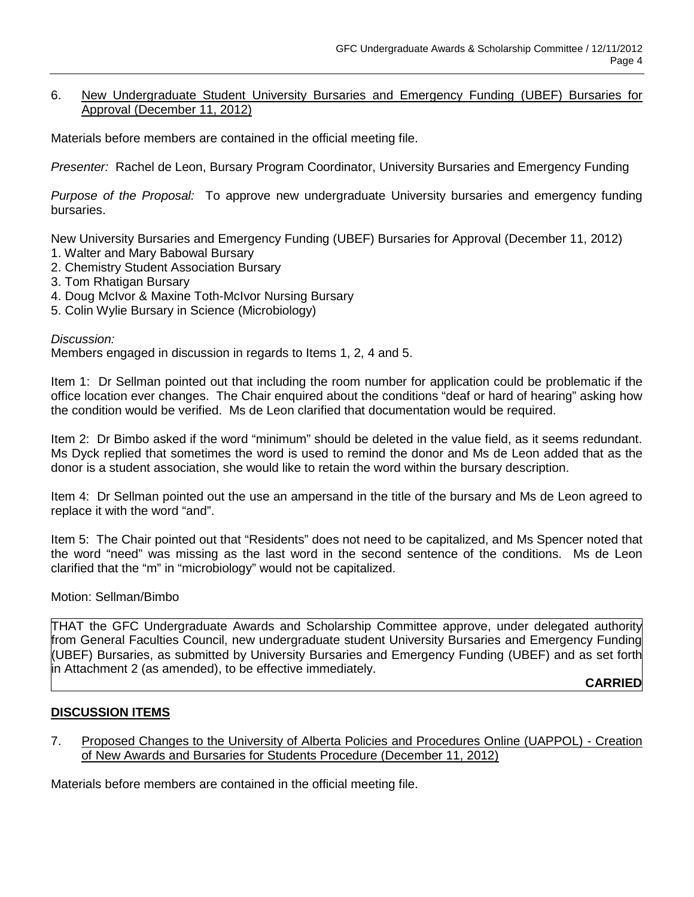6. <u>New Undergraduate Student University Bursaries and Emergency Funding (UBEF) Bursaries for Approval (December 11, 2012)</u>

Materials before members are contained in the official meeting file.

*Presenter:* Rachel de Leon, Bursary Program Coordinator, University Bursaries and Emergency Funding

*Purpose of the Proposal:* To approve new undergraduate University bursaries and emergency funding bursaries.

New University Bursaries and Emergency Funding (UBEF) Bursaries for Approval (December 11, 2012)
1. Walter and Mary Babowal Bursary
2. Chemistry Student Association Bursary
3. Tom Rhatigan Bursary
4. Doug McIvor & Maxine Toth-McIvor Nursing Bursary
5. Colin Wylie Bursary in Science (Microbiology)

*Discussion:*
Members engaged in discussion in regards to Items 1, 2, 4 and 5.

Item 1: Dr Sellman pointed out that including the room number for application could be problematic if the office location ever changes. The Chair enquired about the conditions "deaf or hard of hearing" asking how the condition would be verified. Ms de Leon clarified that documentation would be required.

Item 2: Dr Bimbo asked if the word "minimum" should be deleted in the value field, as it seems redundant. Ms Dyck replied that sometimes the word is used to remind the donor and Ms de Leon added that as the donor is a student association, she would like to retain the word within the bursary description.

Item 4: Dr Sellman pointed out the use an ampersand in the title of the bursary and Ms de Leon agreed to replace it with the word "and".

Item 5: The Chair pointed out that "Residents" does not need to be capitalized, and Ms Spencer noted that the word "need" was missing as the last word in the second sentence of the conditions. Ms de Leon clarified that the "m" in "microbiology" would not be capitalized.

Motion: Sellman/Bimbo

THAT the GFC Undergraduate Awards and Scholarship Committee approve, under delegated authority from General Faculties Council, new undergraduate student University Bursaries and Emergency Funding (UBEF) Bursaries, as submitted by University Bursaries and Emergency Funding (UBEF) and as set forth in Attachment 2 (as amended), to be effective immediately.

**CARRIED**

## DISCUSSION ITEMS

7. <u>Proposed Changes to the University of Alberta Policies and Procedures Online (UAPPOL) - Creation of New Awards and Bursaries for Students Procedure (December 11, 2012)</u>

Materials before members are contained in the official meeting file.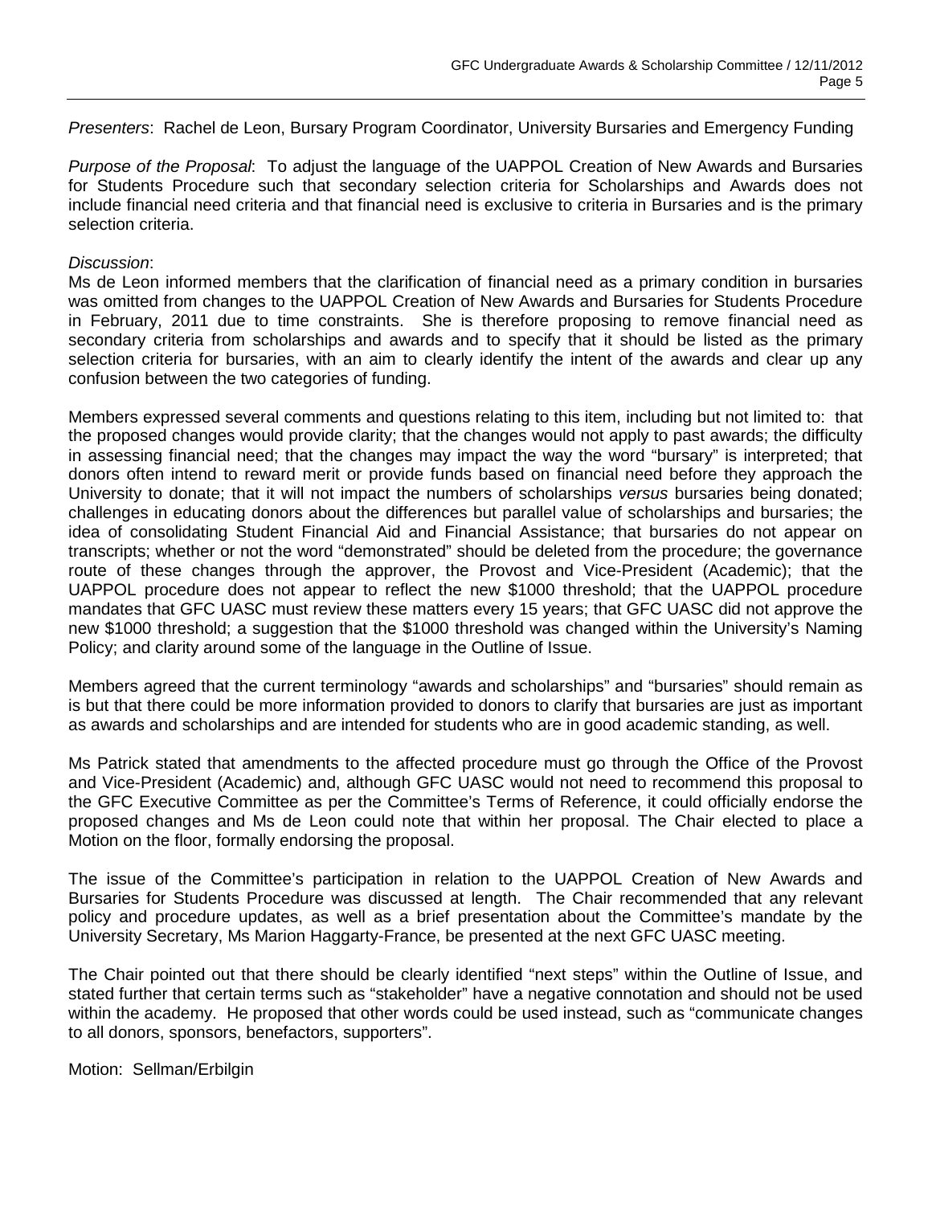*Presenters*: Rachel de Leon, Bursary Program Coordinator, University Bursaries and Emergency Funding

*Purpose of the Proposal*: To adjust the language of the UAPPOL Creation of New Awards and Bursaries for Students Procedure such that secondary selection criteria for Scholarships and Awards does not include financial need criteria and that financial need is exclusive to criteria in Bursaries and is the primary selection criteria.

*Discussion*:

Ms de Leon informed members that the clarification of financial need as a primary condition in bursaries was omitted from changes to the UAPPOL Creation of New Awards and Bursaries for Students Procedure in February, 2011 due to time constraints. She is therefore proposing to remove financial need as secondary criteria from scholarships and awards and to specify that it should be listed as the primary selection criteria for bursaries, with an aim to clearly identify the intent of the awards and clear up any confusion between the two categories of funding.

Members expressed several comments and questions relating to this item, including but not limited to: that the proposed changes would provide clarity; that the changes would not apply to past awards; the difficulty in assessing financial need; that the changes may impact the way the word "bursary" is interpreted; that donors often intend to reward merit or provide funds based on financial need before they approach the University to donate; that it will not impact the numbers of scholarships *versus* bursaries being donated; challenges in educating donors about the differences but parallel value of scholarships and bursaries; the idea of consolidating Student Financial Aid and Financial Assistance; that bursaries do not appear on transcripts; whether or not the word "demonstrated" should be deleted from the procedure; the governance route of these changes through the approver, the Provost and Vice-President (Academic); that the UAPPOL procedure does not appear to reflect the new $1000 threshold; that the UAPPOL procedure mandates that GFC UASC must review these matters every 15 years; that GFC UASC did not approve the new $1000 threshold; a suggestion that the $1000 threshold was changed within the University's Naming Policy; and clarity around some of the language in the Outline of Issue.

Members agreed that the current terminology "awards and scholarships" and "bursaries" should remain as is but that there could be more information provided to donors to clarify that bursaries are just as important as awards and scholarships and are intended for students who are in good academic standing, as well.

Ms Patrick stated that amendments to the affected procedure must go through the Office of the Provost and Vice-President (Academic) and, although GFC UASC would not need to recommend this proposal to the GFC Executive Committee as per the Committee's Terms of Reference, it could officially endorse the proposed changes and Ms de Leon could note that within her proposal. The Chair elected to place a Motion on the floor, formally endorsing the proposal.

The issue of the Committee's participation in relation to the UAPPOL Creation of New Awards and Bursaries for Students Procedure was discussed at length. The Chair recommended that any relevant policy and procedure updates, as well as a brief presentation about the Committee's mandate by the University Secretary, Ms Marion Haggarty-France, be presented at the next GFC UASC meeting.

The Chair pointed out that there should be clearly identified "next steps" within the Outline of Issue, and stated further that certain terms such as "stakeholder" have a negative connotation and should not be used within the academy. He proposed that other words could be used instead, such as "communicate changes to all donors, sponsors, benefactors, supporters".

Motion: Sellman/Erbilgin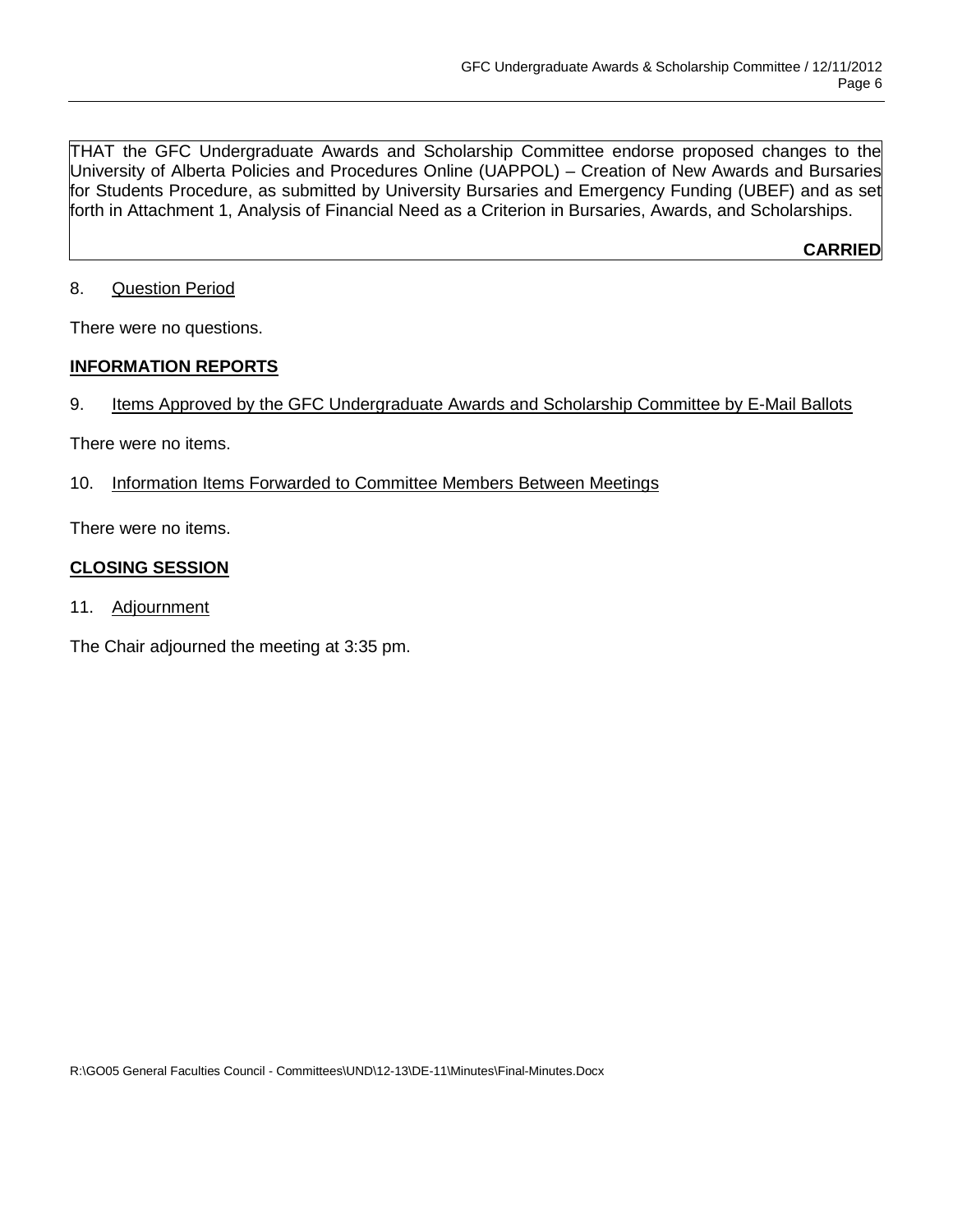THAT the GFC Undergraduate Awards and Scholarship Committee endorse proposed changes to the University of Alberta Policies and Procedures Online (UAPPOL) – Creation of New Awards and Bursaries for Students Procedure, as submitted by University Bursaries and Emergency Funding (UBEF) and as set forth in Attachment 1, Analysis of Financial Need as a Criterion in Bursaries, Awards, and Scholarships.

**CARRIED**

8. Question Period

There were no questions.

## INFORMATION REPORTS

9. Items Approved by the GFC Undergraduate Awards and Scholarship Committee by E-Mail Ballots

There were no items.

10. Information Items Forwarded to Committee Members Between Meetings

There were no items.

## CLOSING SESSION

11. Adjournment

The Chair adjourned the meeting at 3:35 pm.

R:\GO05 General Faculties Council - Committees\UND\12-13\DE-11\Minutes\Final-Minutes.Docx